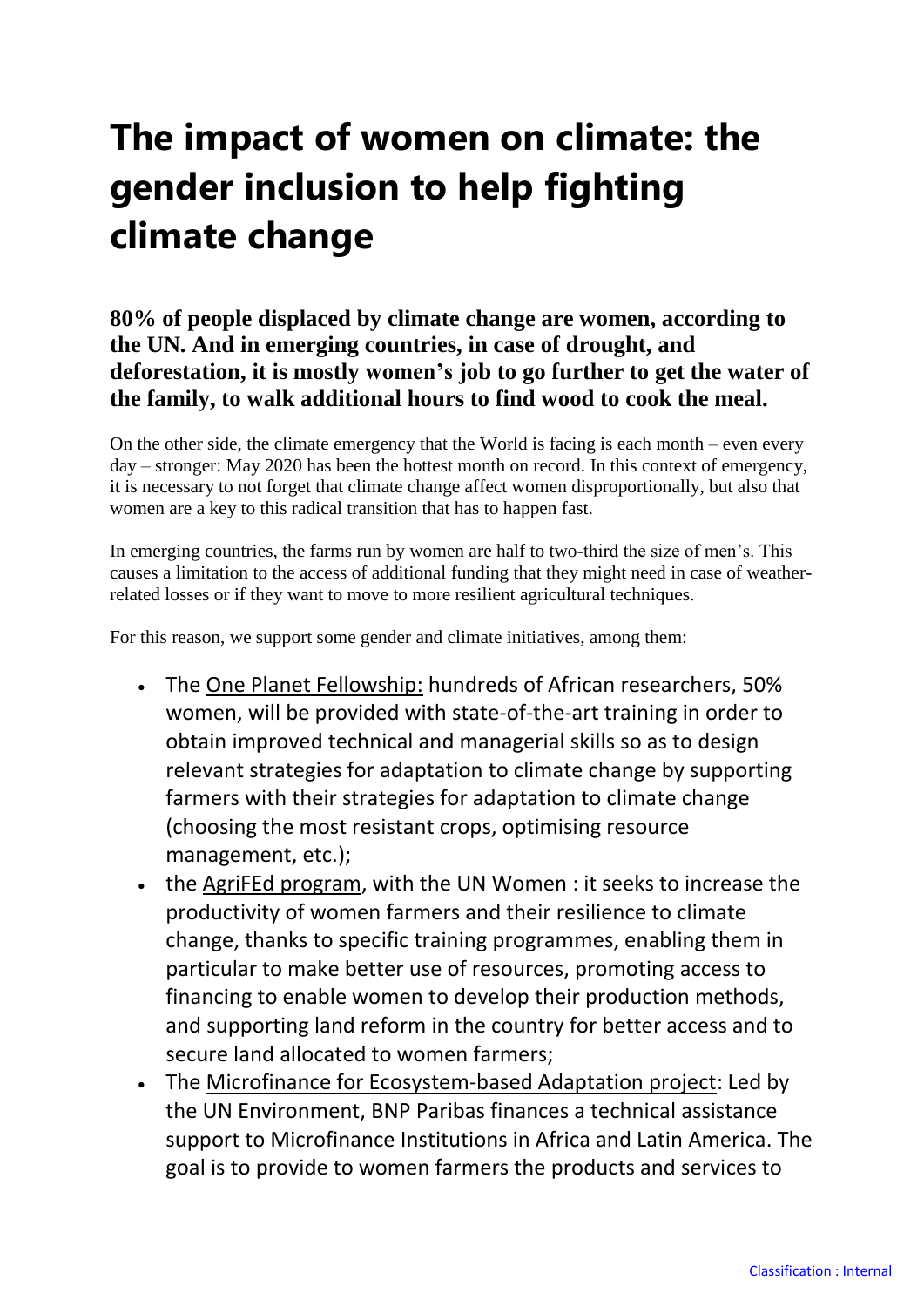# The impact of women on climate: the gender inclusion to help fighting climate change

**80% of people displaced by climate change are women, according to the UN. And in emerging countries, in case of drought, and deforestation, it is mostly women's job to go further to get the water of the family, to walk additional hours to find wood to cook the meal.**

On the other side, the climate emergency that the World is facing is each month – even every day – stronger: May 2020 has been the hottest month on record. In this context of emergency, it is necessary to not forget that climate change affect women disproportionally, but also that women are a key to this radical transition that has to happen fast.

In emerging countries, the farms run by women are half to two-third the size of men's. This causes a limitation to the access of additional funding that they might need in case of weather-related losses or if they want to move to more resilient agricultural techniques.

For this reason, we support some gender and climate initiatives, among them:

- The One Planet Fellowship: hundreds of African researchers, 50% women, will be provided with state-of-the-art training in order to obtain improved technical and managerial skills so as to design relevant strategies for adaptation to climate change by supporting farmers with their strategies for adaptation to climate change (choosing the most resistant crops, optimising resource management, etc.);
- the AgriFEd program, with the UN Women : it seeks to increase the productivity of women farmers and their resilience to climate change, thanks to specific training programmes, enabling them in particular to make better use of resources, promoting access to financing to enable women to develop their production methods, and supporting land reform in the country for better access and to secure land allocated to women farmers;
- The Microfinance for Ecosystem-based Adaptation project: Led by the UN Environment, BNP Paribas finances a technical assistance support to Microfinance Institutions in Africa and Latin America. The goal is to provide to women farmers the products and services to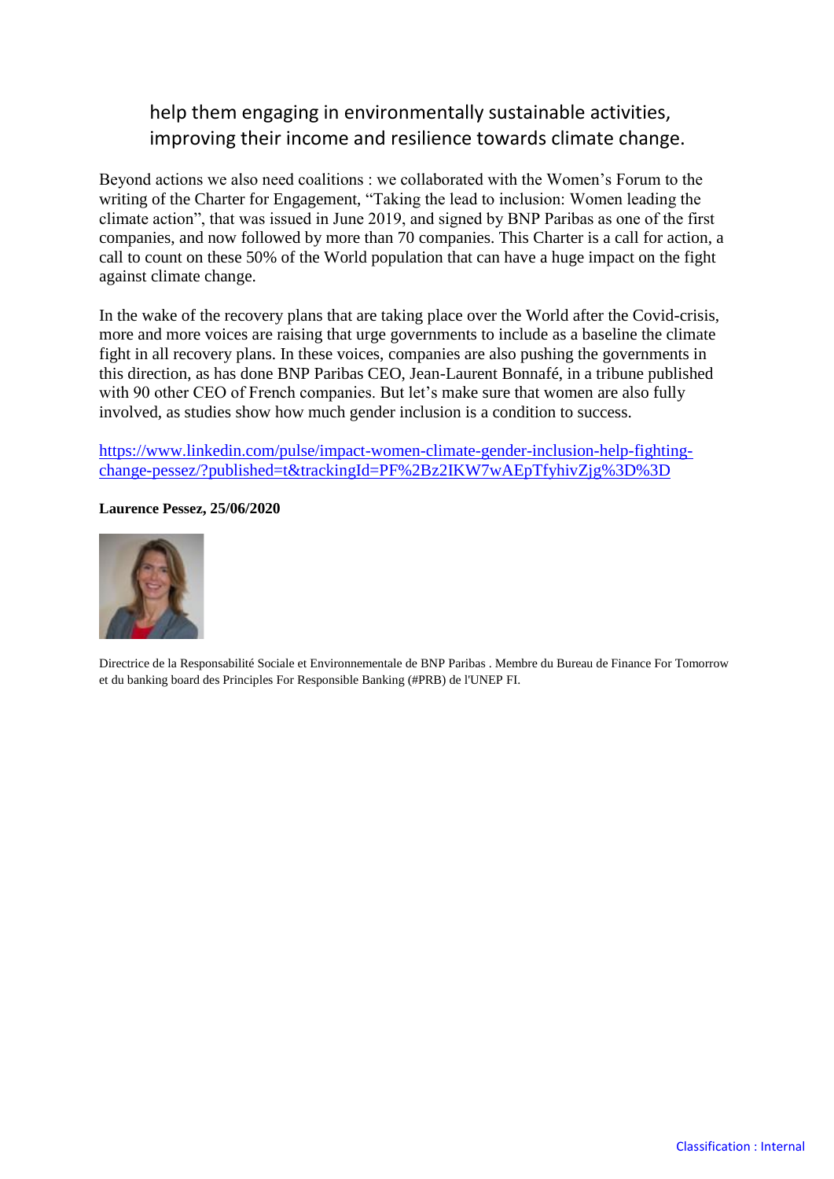help them engaging in environmentally sustainable activities, improving their income and resilience towards climate change.

Beyond actions we also need coalitions : we collaborated with the Women's Forum to the writing of the Charter for Engagement, "Taking the lead to inclusion: Women leading the climate action", that was issued in June 2019, and signed by BNP Paribas as one of the first companies, and now followed by more than 70 companies. This Charter is a call for action, a call to count on these 50% of the World population that can have a huge impact on the fight against climate change.

In the wake of the recovery plans that are taking place over the World after the Covid-crisis, more and more voices are raising that urge governments to include as a baseline the climate fight in all recovery plans. In these voices, companies are also pushing the governments in this direction, as has done BNP Paribas CEO, Jean-Laurent Bonnafé, in a tribune published with 90 other CEO of French companies. But let's make sure that women are also fully involved, as studies show how much gender inclusion is a condition to success.

https://www.linkedin.com/pulse/impact-women-climate-gender-inclusion-help-fighting-change-pessez/?published=t&trackingId=PF%2Bz2IKW7wAEpTfyhivZjg%3D%3D

**Laurence Pessez, 25/06/2020**

Directrice de la Responsabilité Sociale et Environnementale de BNP Paribas . Membre du Bureau de Finance For Tomorrow et du banking board des Principles For Responsible Banking (#PRB) de l'UNEP FI.

Classification : Internal